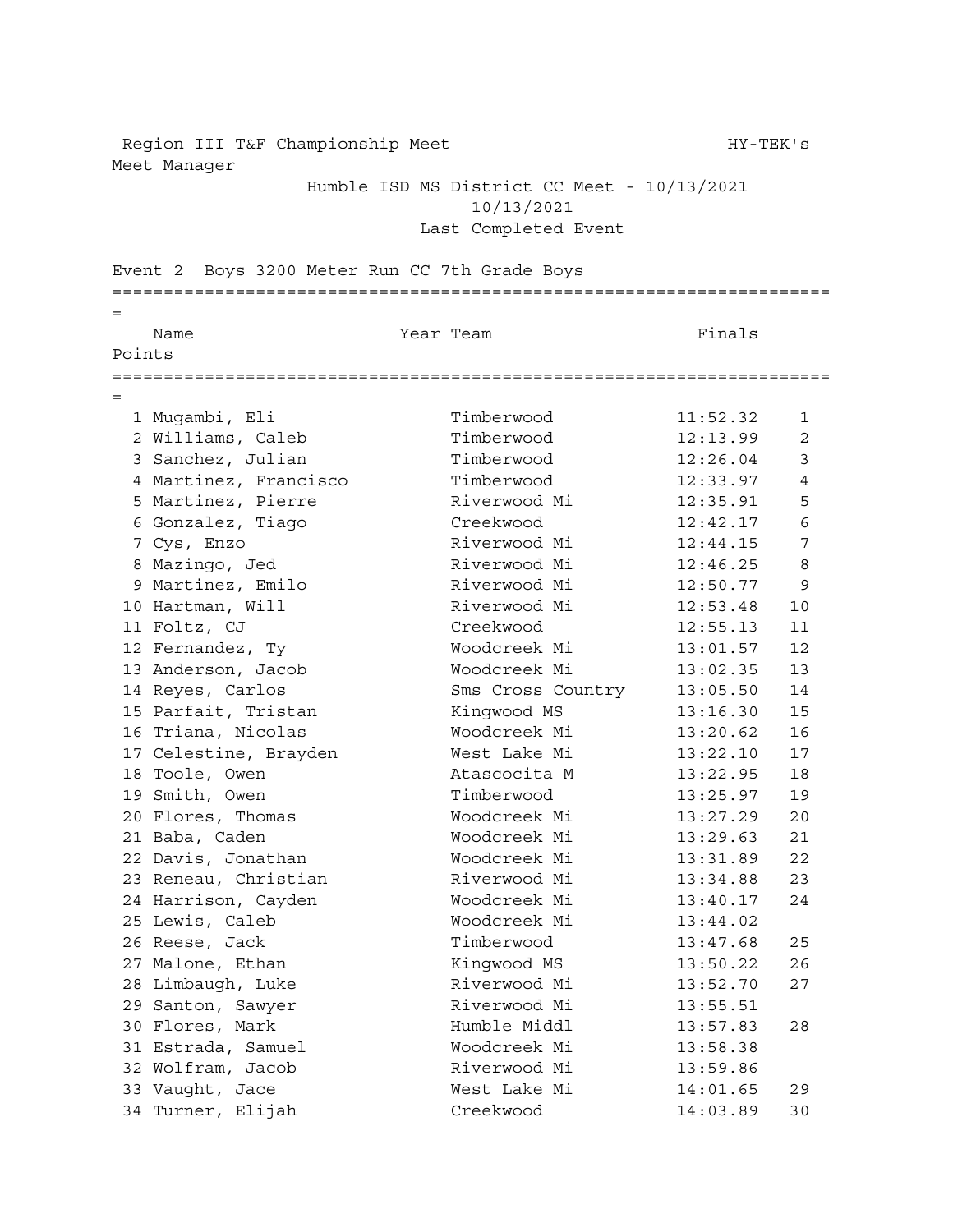Region III T&F Championship Meet HY-TEK's Meet Manager

Humble ISD MS District CC Meet - 10/13/2021
10/13/2021
Last Completed Event

## Event 2 Boys 3200 Meter Run CC 7th Grade Boys

| | Name | Year | Team | Finals | Points |
|---|---|---|---|---|---|
| 1 | Mugambi, Eli | | Timberwood | 11:52.32 | 1 |
| 2 | Williams, Caleb | | Timberwood | 12:13.99 | 2 |
| 3 | Sanchez, Julian | | Timberwood | 12:26.04 | 3 |
| 4 | Martinez, Francisco | | Timberwood | 12:33.97 | 4 |
| 5 | Martinez, Pierre | | Riverwood Mi | 12:35.91 | 5 |
| 6 | Gonzalez, Tiago | | Creekwood | 12:42.17 | 6 |
| 7 | Cys, Enzo | | Riverwood Mi | 12:44.15 | 7 |
| 8 | Mazingo, Jed | | Riverwood Mi | 12:46.25 | 8 |
| 9 | Martinez, Emilo | | Riverwood Mi | 12:50.77 | 9 |
| 10 | Hartman, Will | | Riverwood Mi | 12:53.48 | 10 |
| 11 | Foltz, CJ | | Creekwood | 12:55.13 | 11 |
| 12 | Fernandez, Ty | | Woodcreek Mi | 13:01.57 | 12 |
| 13 | Anderson, Jacob | | Woodcreek Mi | 13:02.35 | 13 |
| 14 | Reyes, Carlos | | Sms Cross Country | 13:05.50 | 14 |
| 15 | Parfait, Tristan | | Kingwood MS | 13:16.30 | 15 |
| 16 | Triana, Nicolas | | Woodcreek Mi | 13:20.62 | 16 |
| 17 | Celestine, Brayden | | West Lake Mi | 13:22.10 | 17 |
| 18 | Toole, Owen | | Atascocita M | 13:22.95 | 18 |
| 19 | Smith, Owen | | Timberwood | 13:25.97 | 19 |
| 20 | Flores, Thomas | | Woodcreek Mi | 13:27.29 | 20 |
| 21 | Baba, Caden | | Woodcreek Mi | 13:29.63 | 21 |
| 22 | Davis, Jonathan | | Woodcreek Mi | 13:31.89 | 22 |
| 23 | Reneau, Christian | | Riverwood Mi | 13:34.88 | 23 |
| 24 | Harrison, Cayden | | Woodcreek Mi | 13:40.17 | 24 |
| 25 | Lewis, Caleb | | Woodcreek Mi | 13:44.02 | |
| 26 | Reese, Jack | | Timberwood | 13:47.68 | 25 |
| 27 | Malone, Ethan | | Kingwood MS | 13:50.22 | 26 |
| 28 | Limbaugh, Luke | | Riverwood Mi | 13:52.70 | 27 |
| 29 | Santon, Sawyer | | Riverwood Mi | 13:55.51 | |
| 30 | Flores, Mark | | Humble Middl | 13:57.83 | 28 |
| 31 | Estrada, Samuel | | Woodcreek Mi | 13:58.38 | |
| 32 | Wolfram, Jacob | | Riverwood Mi | 13:59.86 | |
| 33 | Vaught, Jace | | West Lake Mi | 14:01.65 | 29 |
| 34 | Turner, Elijah | | Creekwood | 14:03.89 | 30 |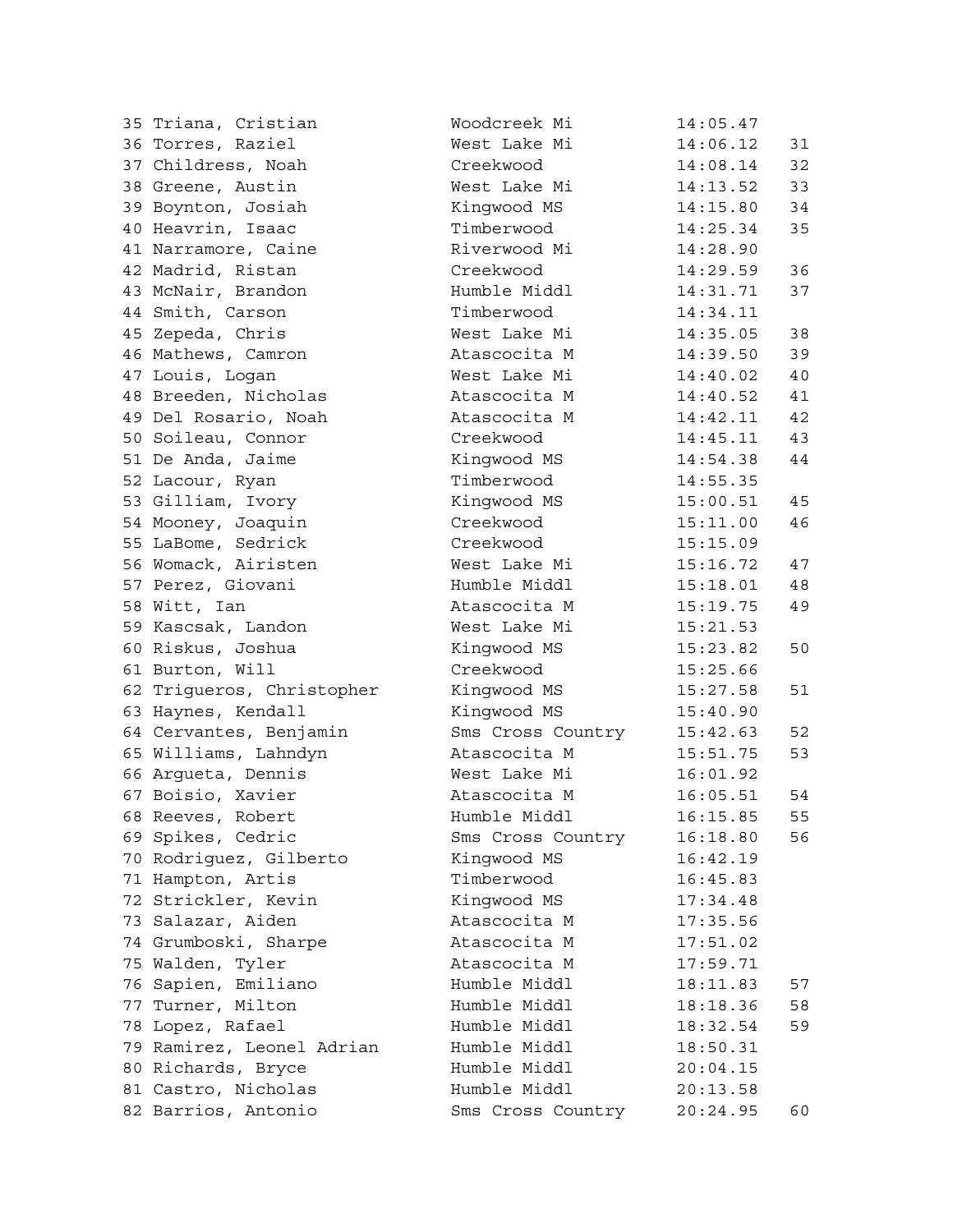| Place | Name | School | Time | Points |
|---|---|---|---|---|
| 35 | Triana, Cristian | Woodcreek Mi | 14:05.47 | |
| 36 | Torres, Raziel | West Lake Mi | 14:06.12 | 31 |
| 37 | Childress, Noah | Creekwood | 14:08.14 | 32 |
| 38 | Greene, Austin | West Lake Mi | 14:13.52 | 33 |
| 39 | Boynton, Josiah | Kingwood MS | 14:15.80 | 34 |
| 40 | Heavrin, Isaac | Timberwood | 14:25.34 | 35 |
| 41 | Narramore, Caine | Riverwood Mi | 14:28.90 | |
| 42 | Madrid, Ristan | Creekwood | 14:29.59 | 36 |
| 43 | McNair, Brandon | Humble Middl | 14:31.71 | 37 |
| 44 | Smith, Carson | Timberwood | 14:34.11 | |
| 45 | Zepeda, Chris | West Lake Mi | 14:35.05 | 38 |
| 46 | Mathews, Camron | Atascocita M | 14:39.50 | 39 |
| 47 | Louis, Logan | West Lake Mi | 14:40.02 | 40 |
| 48 | Breeden, Nicholas | Atascocita M | 14:40.52 | 41 |
| 49 | Del Rosario, Noah | Atascocita M | 14:42.11 | 42 |
| 50 | Soileau, Connor | Creekwood | 14:45.11 | 43 |
| 51 | De Anda, Jaime | Kingwood MS | 14:54.38 | 44 |
| 52 | Lacour, Ryan | Timberwood | 14:55.35 | |
| 53 | Gilliam, Ivory | Kingwood MS | 15:00.51 | 45 |
| 54 | Mooney, Joaquin | Creekwood | 15:11.00 | 46 |
| 55 | LaBome, Sedrick | Creekwood | 15:15.09 | |
| 56 | Womack, Airisten | West Lake Mi | 15:16.72 | 47 |
| 57 | Perez, Giovani | Humble Middl | 15:18.01 | 48 |
| 58 | Witt, Ian | Atascocita M | 15:19.75 | 49 |
| 59 | Kascsak, Landon | West Lake Mi | 15:21.53 | |
| 60 | Riskus, Joshua | Kingwood MS | 15:23.82 | 50 |
| 61 | Burton, Will | Creekwood | 15:25.66 | |
| 62 | Trigueros, Christopher | Kingwood MS | 15:27.58 | 51 |
| 63 | Haynes, Kendall | Kingwood MS | 15:40.90 | |
| 64 | Cervantes, Benjamin | Sms Cross Country | 15:42.63 | 52 |
| 65 | Williams, Lahndyn | Atascocita M | 15:51.75 | 53 |
| 66 | Argueta, Dennis | West Lake Mi | 16:01.92 | |
| 67 | Boisio, Xavier | Atascocita M | 16:05.51 | 54 |
| 68 | Reeves, Robert | Humble Middl | 16:15.85 | 55 |
| 69 | Spikes, Cedric | Sms Cross Country | 16:18.80 | 56 |
| 70 | Rodriguez, Gilberto | Kingwood MS | 16:42.19 | |
| 71 | Hampton, Artis | Timberwood | 16:45.83 | |
| 72 | Strickler, Kevin | Kingwood MS | 17:34.48 | |
| 73 | Salazar, Aiden | Atascocita M | 17:35.56 | |
| 74 | Grumboski, Sharpe | Atascocita M | 17:51.02 | |
| 75 | Walden, Tyler | Atascocita M | 17:59.71 | |
| 76 | Sapien, Emiliano | Humble Middl | 18:11.83 | 57 |
| 77 | Turner, Milton | Humble Middl | 18:18.36 | 58 |
| 78 | Lopez, Rafael | Humble Middl | 18:32.54 | 59 |
| 79 | Ramirez, Leonel Adrian | Humble Middl | 18:50.31 | |
| 80 | Richards, Bryce | Humble Middl | 20:04.15 | |
| 81 | Castro, Nicholas | Humble Middl | 20:13.58 | |
| 82 | Barrios, Antonio | Sms Cross Country | 20:24.95 | 60 |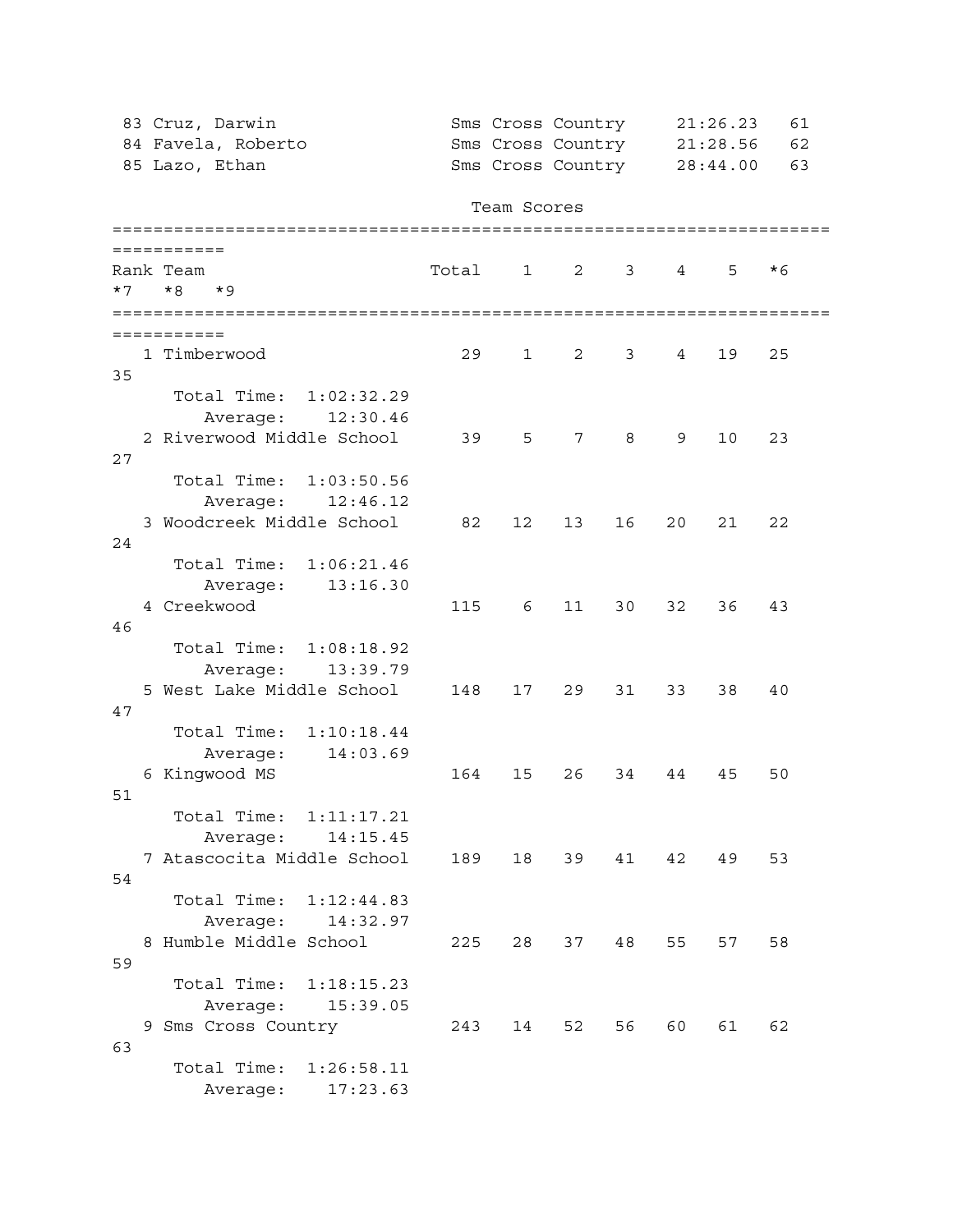| | | | | |
|---|---|---|---|---|
| 83 | Cruz, Darwin | Sms Cross Country | 21:26.23 | 61 |
| 84 | Favela, Roberto | Sms Cross Country | 21:28.56 | 62 |
| 85 | Lazo, Ethan | Sms Cross Country | 28:44.00 | 63 |

## Team Scores

| Rank | Team | Total | 1 | 2 | 3 | 4 | 5 | *6 | *7 | *8 | *9 |
|---|---|---|---|---|---|---|---|---|---|---|---|
| 1 | Timberwood | 29 | 1 | 2 | 3 | 4 | 19 | 25 | 35 | | |
| | Total Time: 1:02:32.29 | | | | | | | | | | |
| | Average: 12:30.46 | | | | | | | | | | |
| 2 | Riverwood Middle School | 39 | 5 | 7 | 8 | 9 | 10 | 23 | 27 | | |
| | Total Time: 1:03:50.56 | | | | | | | | | | |
| | Average: 12:46.12 | | | | | | | | | | |
| 3 | Woodcreek Middle School | 82 | 12 | 13 | 16 | 20 | 21 | 22 | 24 | | |
| | Total Time: 1:06:21.46 | | | | | | | | | | |
| | Average: 13:16.30 | | | | | | | | | | |
| 4 | Creekwood | 115 | 6 | 11 | 30 | 32 | 36 | 43 | 46 | | |
| | Total Time: 1:08:18.92 | | | | | | | | | | |
| | Average: 13:39.79 | | | | | | | | | | |
| 5 | West Lake Middle School | 148 | 17 | 29 | 31 | 33 | 38 | 40 | 47 | | |
| | Total Time: 1:10:18.44 | | | | | | | | | | |
| | Average: 14:03.69 | | | | | | | | | | |
| 6 | Kingwood MS | 164 | 15 | 26 | 34 | 44 | 45 | 50 | 51 | | |
| | Total Time: 1:11:17.21 | | | | | | | | | | |
| | Average: 14:15.45 | | | | | | | | | | |
| 7 | Atascocita Middle School | 189 | 18 | 39 | 41 | 42 | 49 | 53 | 54 | | |
| | Total Time: 1:12:44.83 | | | | | | | | | | |
| | Average: 14:32.97 | | | | | | | | | | |
| 8 | Humble Middle School | 225 | 28 | 37 | 48 | 55 | 57 | 58 | 59 | | |
| | Total Time: 1:18:15.23 | | | | | | | | | | |
| | Average: 15:39.05 | | | | | | | | | | |
| 9 | Sms Cross Country | 243 | 14 | 52 | 56 | 60 | 61 | 62 | 63 | | |
| | Total Time: 1:26:58.11 | | | | | | | | | | |
| | Average: 17:23.63 | | | | | | | | | | |